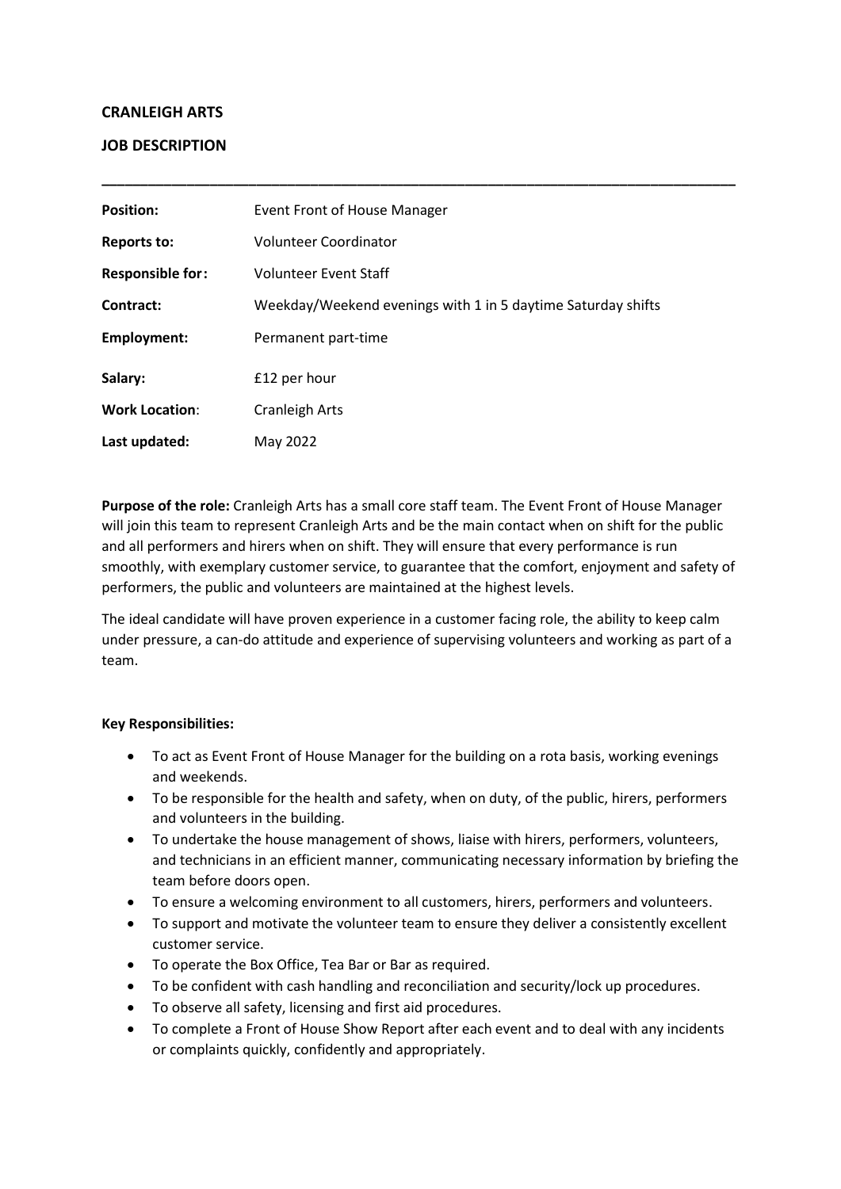**CRANLEIGH ARTS**

**JOB DESCRIPTION**

---

| | |
|---|---|
| **Position:** | Event Front of House Manager |
| **Reports to:** | Volunteer Coordinator |
| **Responsible for:** | Volunteer Event Staff |
| **Contract:** | Weekday/Weekend evenings with 1 in 5 daytime Saturday shifts |
| **Employment:** | Permanent part-time |
| **Salary:** | £12 per hour |
| **Work Location**: | Cranleigh Arts |
| **Last updated:** | May 2022 |

**Purpose of the role:** Cranleigh Arts has a small core staff team. The Event Front of House Manager will join this team to represent Cranleigh Arts and be the main contact when on shift for the public and all performers and hirers when on shift. They will ensure that every performance is run smoothly, with exemplary customer service, to guarantee that the comfort, enjoyment and safety of performers, the public and volunteers are maintained at the highest levels.

The ideal candidate will have proven experience in a customer facing role, the ability to keep calm under pressure, a can-do attitude and experience of supervising volunteers and working as part of a team.

**Key Responsibilities:**

- To act as Event Front of House Manager for the building on a rota basis, working evenings and weekends.
- To be responsible for the health and safety, when on duty, of the public, hirers, performers and volunteers in the building.
- To undertake the house management of shows, liaise with hirers, performers, volunteers, and technicians in an efficient manner, communicating necessary information by briefing the team before doors open.
- To ensure a welcoming environment to all customers, hirers, performers and volunteers.
- To support and motivate the volunteer team to ensure they deliver a consistently excellent customer service.
- To operate the Box Office, Tea Bar or Bar as required.
- To be confident with cash handling and reconciliation and security/lock up procedures.
- To observe all safety, licensing and first aid procedures.
- To complete a Front of House Show Report after each event and to deal with any incidents or complaints quickly, confidently and appropriately.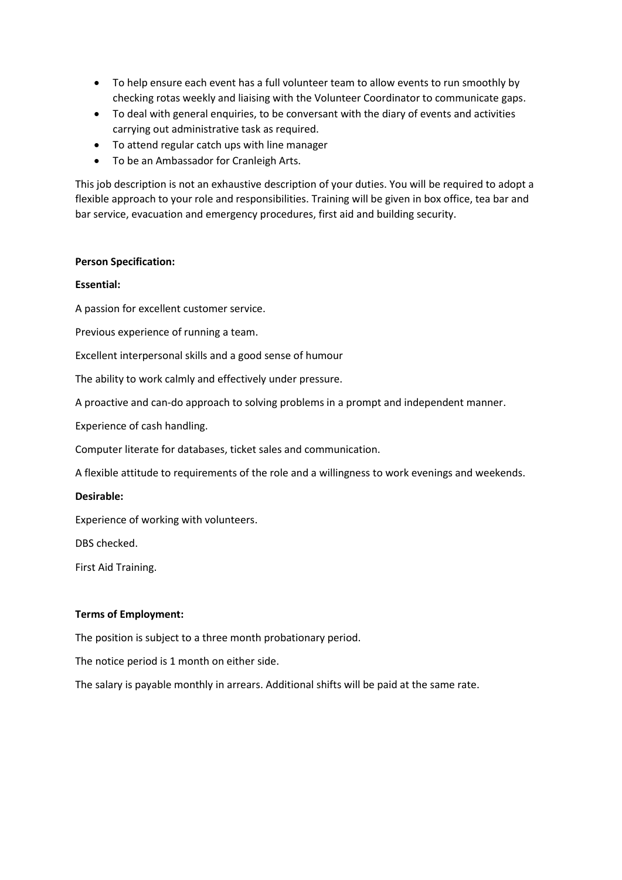- To help ensure each event has a full volunteer team to allow events to run smoothly by checking rotas weekly and liaising with the Volunteer Coordinator to communicate gaps.
- To deal with general enquiries, to be conversant with the diary of events and activities carrying out administrative task as required.
- To attend regular catch ups with line manager
- To be an Ambassador for Cranleigh Arts.

This job description is not an exhaustive description of your duties. You will be required to adopt a flexible approach to your role and responsibilities. Training will be given in box office, tea bar and bar service, evacuation and emergency procedures, first aid and building security.

**Person Specification:**

**Essential:**

A passion for excellent customer service.

Previous experience of running a team.

Excellent interpersonal skills and a good sense of humour

The ability to work calmly and effectively under pressure.

A proactive and can-do approach to solving problems in a prompt and independent manner.

Experience of cash handling.

Computer literate for databases, ticket sales and communication.

A flexible attitude to requirements of the role and a willingness to work evenings and weekends.

**Desirable:**

Experience of working with volunteers.

DBS checked.

First Aid Training.

**Terms of Employment:**

The position is subject to a three month probationary period.

The notice period is 1 month on either side.

The salary is payable monthly in arrears. Additional shifts will be paid at the same rate.